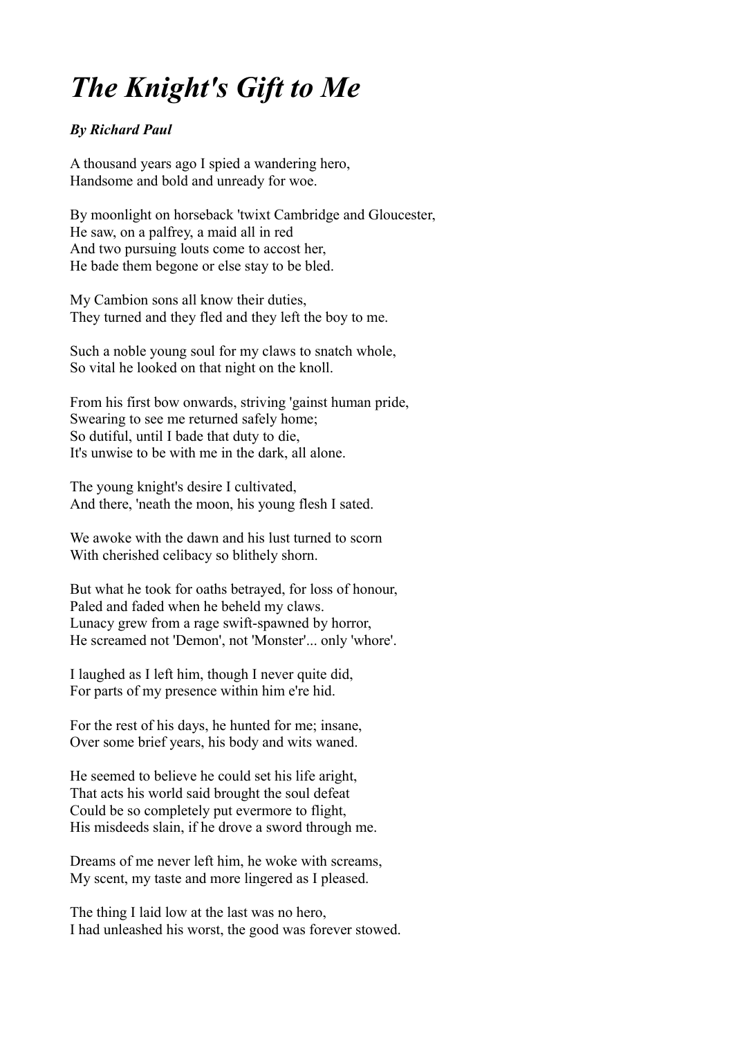# *The Knight's Gift to Me*

***By Richard Paul***

A thousand years ago I spied a wandering hero,
Handsome and bold and unready for woe.

By moonlight on horseback 'twixt Cambridge and Gloucester,
He saw, on a palfrey, a maid all in red
And two pursuing louts come to accost her,
He bade them begone or else stay to be bled.

My Cambion sons all know their duties,
They turned and they fled and they left the boy to me.

Such a noble young soul for my claws to snatch whole,
So vital he looked on that night on the knoll.

From his first bow onwards, striving 'gainst human pride,
Swearing to see me returned safely home;
So dutiful, until I bade that duty to die,
It's unwise to be with me in the dark, all alone.

The young knight's desire I cultivated,
And there, 'neath the moon, his young flesh I sated.

We awoke with the dawn and his lust turned to scorn
With cherished celibacy so blithely shorn.

But what he took for oaths betrayed, for loss of honour,
Paled and faded when he beheld my claws.
Lunacy grew from a rage swift-spawned by horror,
He screamed not 'Demon', not 'Monster'... only 'whore'.

I laughed as I left him, though I never quite did,
For parts of my presence within him e're hid.

For the rest of his days, he hunted for me; insane,
Over some brief years, his body and wits waned.

He seemed to believe he could set his life aright,
That acts his world said brought the soul defeat
Could be so completely put evermore to flight,
His misdeeds slain, if he drove a sword through me.

Dreams of me never left him, he woke with screams,
My scent, my taste and more lingered as I pleased.

The thing I laid low at the last was no hero,
I had unleashed his worst, the good was forever stowed.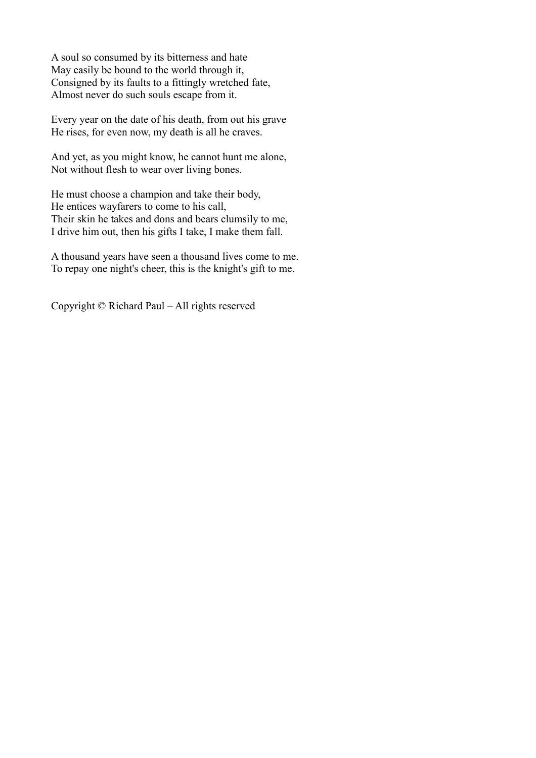A soul so consumed by its bitterness and hate
May easily be bound to the world through it,
Consigned by its faults to a fittingly wretched fate,
Almost never do such souls escape from it.

Every year on the date of his death, from out his grave
He rises, for even now, my death is all he craves.

And yet, as you might know, he cannot hunt me alone,
Not without flesh to wear over living bones.

He must choose a champion and take their body,
He entices wayfarers to come to his call,
Their skin he takes and dons and bears clumsily to me,
I drive him out, then his gifts I take, I make them fall.

A thousand years have seen a thousand lives come to me.
To repay one night's cheer, this is the knight's gift to me.

Copyright © Richard Paul – All rights reserved